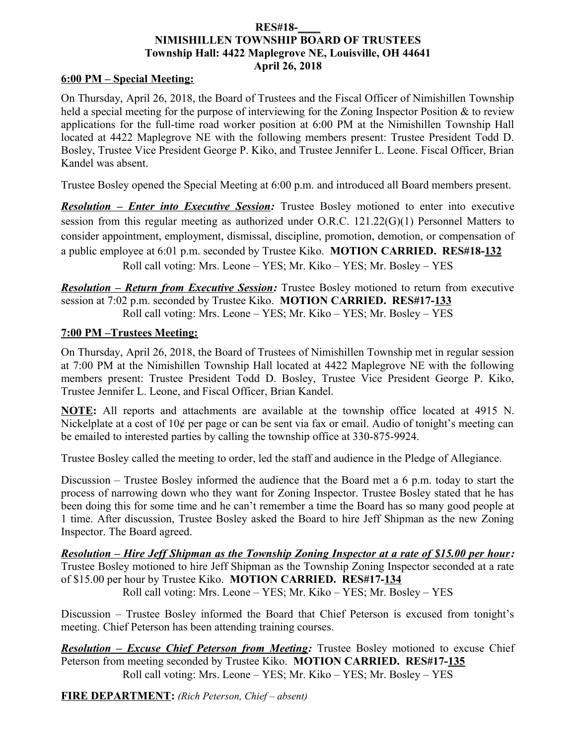**RES#18-____**
**NIMISHILLEN TOWNSHIP BOARD OF TRUSTEES**
**Township Hall: 4422 Maplegrove NE, Louisville, OH 44641**
**April 26, 2018**

**6:00 PM – Special Meeting:**

On Thursday, April 26, 2018, the Board of Trustees and the Fiscal Officer of Nimishillen Township held a special meeting for the purpose of interviewing for the Zoning Inspector Position & to review applications for the full-time road worker position at 6:00 PM at the Nimishillen Township Hall located at 4422 Maplegrove NE with the following members present: Trustee President Todd D. Bosley, Trustee Vice President George P. Kiko, and Trustee Jennifer L. Leone. Fiscal Officer, Brian Kandel was absent.

Trustee Bosley opened the Special Meeting at 6:00 p.m. and introduced all Board members present.

***Resolution – Enter into Executive Session:*** Trustee Bosley motioned to enter into executive session from this regular meeting as authorized under O.R.C. 121.22(G)(1) Personnel Matters to consider appointment, employment, dismissal, discipline, promotion, demotion, or compensation of a public employee at 6:01 p.m. seconded by Trustee Kiko. **MOTION CARRIED. RES#18-132**

Roll call voting: Mrs. Leone – YES; Mr. Kiko – YES; Mr. Bosley – YES

***Resolution – Return from Executive Session:*** Trustee Bosley motioned to return from executive session at 7:02 p.m. seconded by Trustee Kiko. **MOTION CARRIED. RES#17-133**

Roll call voting: Mrs. Leone – YES; Mr. Kiko – YES; Mr. Bosley – YES

**7:00 PM –Trustees Meeting:**

On Thursday, April 26, 2018, the Board of Trustees of Nimishillen Township met in regular session at 7:00 PM at the Nimishillen Township Hall located at 4422 Maplegrove NE with the following members present: Trustee President Todd D. Bosley, Trustee Vice President George P. Kiko, Trustee Jennifer L. Leone, and Fiscal Officer, Brian Kandel.

**NOTE:** All reports and attachments are available at the township office located at 4915 N. Nickelplate at a cost of 10¢ per page or can be sent via fax or email. Audio of tonight's meeting can be emailed to interested parties by calling the township office at 330-875-9924.

Trustee Bosley called the meeting to order, led the staff and audience in the Pledge of Allegiance.

Discussion – Trustee Bosley informed the audience that the Board met a 6 p.m. today to start the process of narrowing down who they want for Zoning Inspector. Trustee Bosley stated that he has been doing this for some time and he can't remember a time the Board has so many good people at 1 time. After discussion, Trustee Bosley asked the Board to hire Jeff Shipman as the new Zoning Inspector. The Board agreed.

***Resolution – Hire Jeff Shipman as the Township Zoning Inspector at a rate of $15.00 per hour:*** Trustee Bosley motioned to hire Jeff Shipman as the Township Zoning Inspector seconded at a rate of $15.00 per hour by Trustee Kiko. **MOTION CARRIED. RES#17-134**

Roll call voting: Mrs. Leone – YES; Mr. Kiko – YES; Mr. Bosley – YES

Discussion – Trustee Bosley informed the Board that Chief Peterson is excused from tonight's meeting. Chief Peterson has been attending training courses.

***Resolution – Excuse Chief Peterson from Meeting:*** Trustee Bosley motioned to excuse Chief Peterson from meeting seconded by Trustee Kiko. **MOTION CARRIED. RES#17-135**

Roll call voting: Mrs. Leone – YES; Mr. Kiko – YES; Mr. Bosley – YES

**FIRE DEPARTMENT:** *(Rich Peterson, Chief – absent)*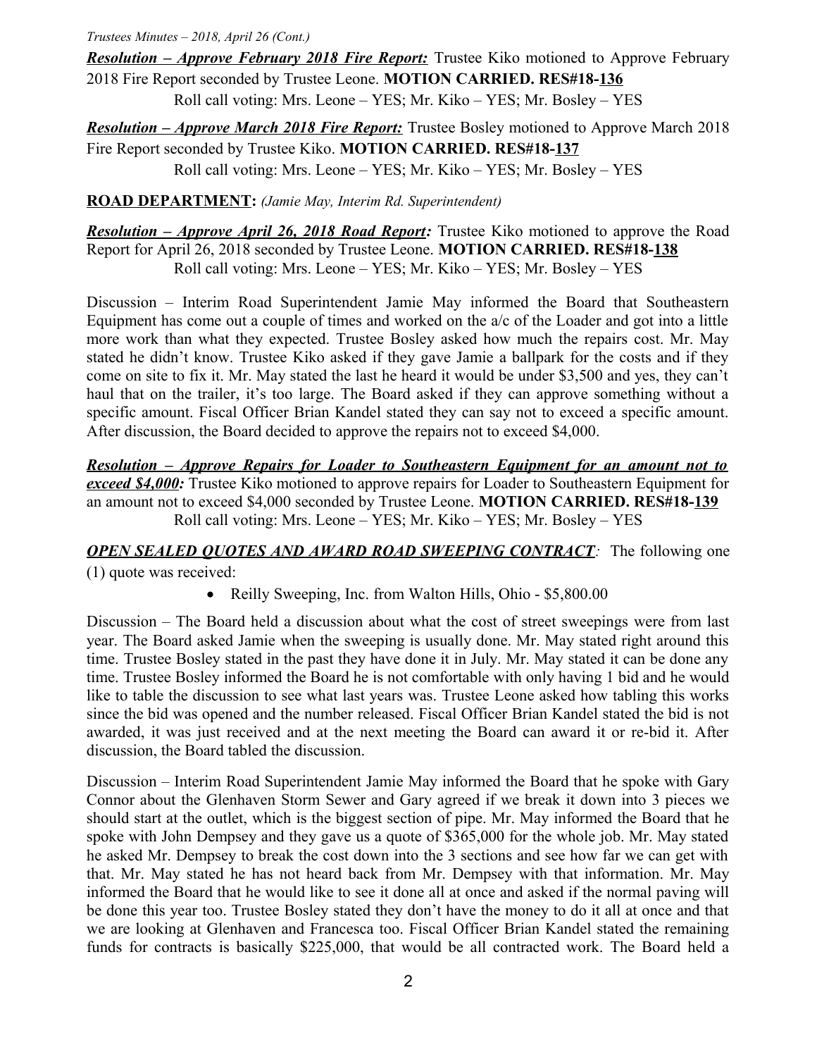***Resolution – Approve February 2018 Fire Report:*** Trustee Kiko motioned to Approve February 2018 Fire Report seconded by Trustee Leone. **MOTION CARRIED. RES#18-136**

Roll call voting: Mrs. Leone – YES; Mr. Kiko – YES; Mr. Bosley – YES

***Resolution – Approve March 2018 Fire Report:*** Trustee Bosley motioned to Approve March 2018 Fire Report seconded by Trustee Kiko. **MOTION CARRIED. RES#18-137**

Roll call voting: Mrs. Leone – YES; Mr. Kiko – YES; Mr. Bosley – YES

**ROAD DEPARTMENT:** *(Jamie May, Interim Rd. Superintendent)*

***Resolution – Approve April 26, 2018 Road Report:*** Trustee Kiko motioned to approve the Road Report for April 26, 2018 seconded by Trustee Leone. **MOTION CARRIED. RES#18-138**

Roll call voting: Mrs. Leone – YES; Mr. Kiko – YES; Mr. Bosley – YES

Discussion – Interim Road Superintendent Jamie May informed the Board that Southeastern Equipment has come out a couple of times and worked on the a/c of the Loader and got into a little more work than what they expected. Trustee Bosley asked how much the repairs cost. Mr. May stated he didn't know. Trustee Kiko asked if they gave Jamie a ballpark for the costs and if they come on site to fix it. Mr. May stated the last he heard it would be under $3,500 and yes, they can't haul that on the trailer, it's too large. The Board asked if they can approve something without a specific amount. Fiscal Officer Brian Kandel stated they can say not to exceed a specific amount. After discussion, the Board decided to approve the repairs not to exceed $4,000.

***Resolution – Approve Repairs for Loader to Southeastern Equipment for an amount not to exceed $4,000:*** Trustee Kiko motioned to approve repairs for Loader to Southeastern Equipment for an amount not to exceed $4,000 seconded by Trustee Leone. **MOTION CARRIED. RES#18-139**

Roll call voting: Mrs. Leone – YES; Mr. Kiko – YES; Mr. Bosley – YES

***OPEN SEALED QUOTES AND AWARD ROAD SWEEPING CONTRACT:*** The following one (1) quote was received:

- Reilly Sweeping, Inc. from Walton Hills, Ohio - $5,800.00

Discussion – The Board held a discussion about what the cost of street sweepings were from last year. The Board asked Jamie when the sweeping is usually done. Mr. May stated right around this time. Trustee Bosley stated in the past they have done it in July. Mr. May stated it can be done any time. Trustee Bosley informed the Board he is not comfortable with only having 1 bid and he would like to table the discussion to see what last years was. Trustee Leone asked how tabling this works since the bid was opened and the number released. Fiscal Officer Brian Kandel stated the bid is not awarded, it was just received and at the next meeting the Board can award it or re-bid it. After discussion, the Board tabled the discussion.

Discussion – Interim Road Superintendent Jamie May informed the Board that he spoke with Gary Connor about the Glenhaven Storm Sewer and Gary agreed if we break it down into 3 pieces we should start at the outlet, which is the biggest section of pipe. Mr. May informed the Board that he spoke with John Dempsey and they gave us a quote of $365,000 for the whole job. Mr. May stated he asked Mr. Dempsey to break the cost down into the 3 sections and see how far we can get with that. Mr. May stated he has not heard back from Mr. Dempsey with that information. Mr. May informed the Board that he would like to see it done all at once and asked if the normal paving will be done this year too. Trustee Bosley stated they don't have the money to do it all at once and that we are looking at Glenhaven and Francesca too. Fiscal Officer Brian Kandel stated the remaining funds for contracts is basically $225,000, that would be all contracted work. The Board held a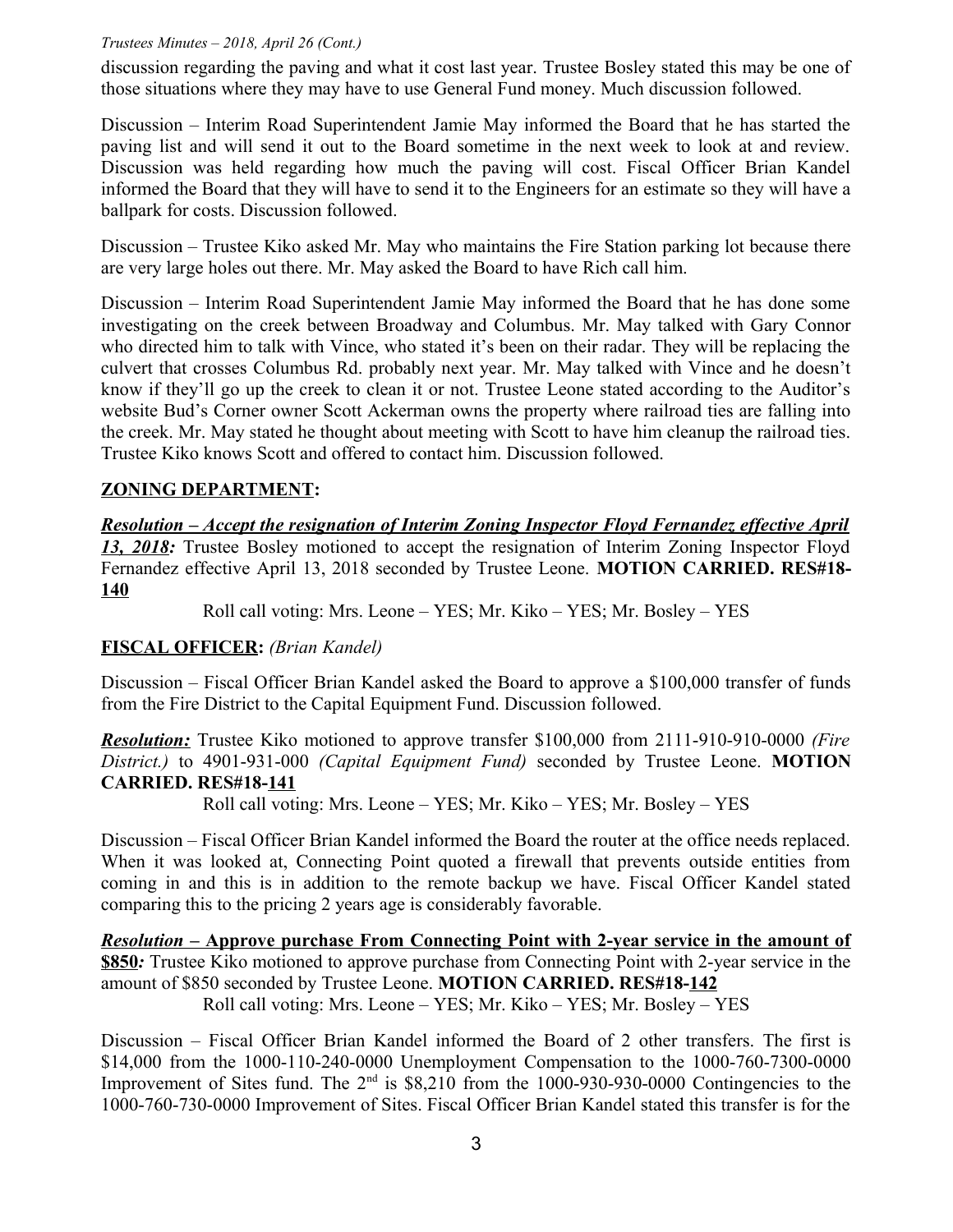discussion regarding the paving and what it cost last year. Trustee Bosley stated this may be one of those situations where they may have to use General Fund money. Much discussion followed.

Discussion – Interim Road Superintendent Jamie May informed the Board that he has started the paving list and will send it out to the Board sometime in the next week to look at and review. Discussion was held regarding how much the paving will cost. Fiscal Officer Brian Kandel informed the Board that they will have to send it to the Engineers for an estimate so they will have a ballpark for costs. Discussion followed.

Discussion – Trustee Kiko asked Mr. May who maintains the Fire Station parking lot because there are very large holes out there. Mr. May asked the Board to have Rich call him.

Discussion – Interim Road Superintendent Jamie May informed the Board that he has done some investigating on the creek between Broadway and Columbus. Mr. May talked with Gary Connor who directed him to talk with Vince, who stated it's been on their radar. They will be replacing the culvert that crosses Columbus Rd. probably next year. Mr. May talked with Vince and he doesn't know if they'll go up the creek to clean it or not. Trustee Leone stated according to the Auditor's website Bud's Corner owner Scott Ackerman owns the property where railroad ties are falling into the creek. Mr. May stated he thought about meeting with Scott to have him cleanup the railroad ties. Trustee Kiko knows Scott and offered to contact him. Discussion followed.

## ZONING DEPARTMENT:

***Resolution – Accept the resignation of Interim Zoning Inspector Floyd Fernandez effective April 13, 2018:*** Trustee Bosley motioned to accept the resignation of Interim Zoning Inspector Floyd Fernandez effective April 13, 2018 seconded by Trustee Leone. **MOTION CARRIED. RES#18-140**

Roll call voting: Mrs. Leone – YES; Mr. Kiko – YES; Mr. Bosley – YES

## FISCAL OFFICER: *(Brian Kandel)*

Discussion – Fiscal Officer Brian Kandel asked the Board to approve a $100,000 transfer of funds from the Fire District to the Capital Equipment Fund. Discussion followed.

***Resolution:*** Trustee Kiko motioned to approve transfer $100,000 from 2111-910-910-0000 *(Fire District.)* to 4901-931-000 *(Capital Equipment Fund)* seconded by Trustee Leone. **MOTION CARRIED. RES#18-141**

Roll call voting: Mrs. Leone – YES; Mr. Kiko – YES; Mr. Bosley – YES

Discussion – Fiscal Officer Brian Kandel informed the Board the router at the office needs replaced. When it was looked at, Connecting Point quoted a firewall that prevents outside entities from coming in and this is in addition to the remote backup we have. Fiscal Officer Kandel stated comparing this to the pricing 2 years age is considerably favorable.

***Resolution* – Approve purchase From Connecting Point with 2-year service in the amount of $850*:*** Trustee Kiko motioned to approve purchase from Connecting Point with 2-year service in the amount of $850 seconded by Trustee Leone. **MOTION CARRIED. RES#18-142**

Roll call voting: Mrs. Leone – YES; Mr. Kiko – YES; Mr. Bosley – YES

Discussion – Fiscal Officer Brian Kandel informed the Board of 2 other transfers. The first is $14,000 from the 1000-110-240-0000 Unemployment Compensation to the 1000-760-7300-0000 Improvement of Sites fund. The 2nd is $8,210 from the 1000-930-930-0000 Contingencies to the 1000-760-730-0000 Improvement of Sites. Fiscal Officer Brian Kandel stated this transfer is for the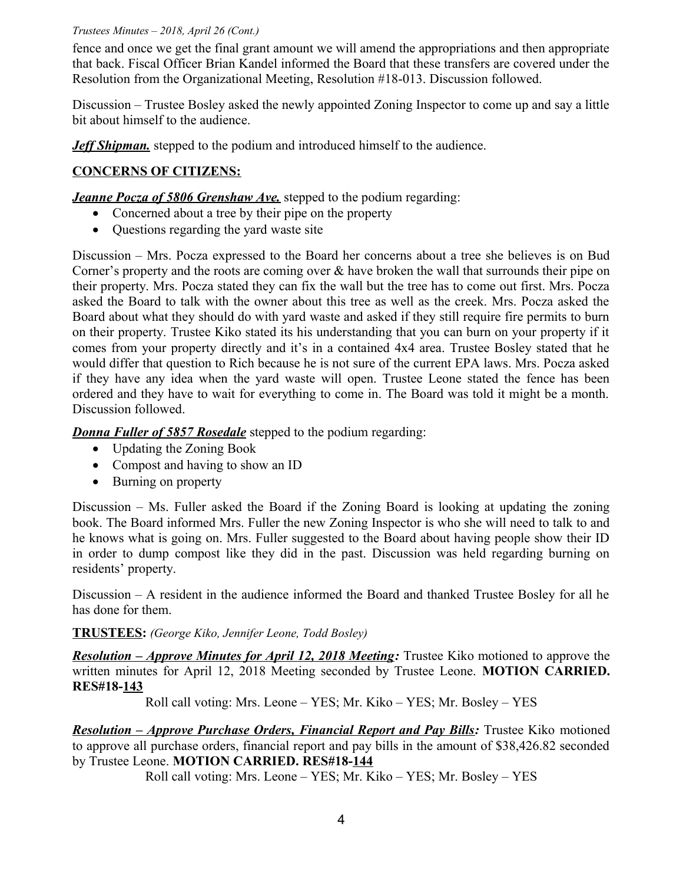fence and once we get the final grant amount we will amend the appropriations and then appropriate that back. Fiscal Officer Brian Kandel informed the Board that these transfers are covered under the Resolution from the Organizational Meeting, Resolution #18-013. Discussion followed.

Discussion – Trustee Bosley asked the newly appointed Zoning Inspector to come up and say a little bit about himself to the audience.

***Jeff Shipman.*** stepped to the podium and introduced himself to the audience.

## CONCERNS OF CITIZENS:

***Jeanne Pocza of 5806 Grenshaw Ave.*** stepped to the podium regarding:

- Concerned about a tree by their pipe on the property
- Questions regarding the yard waste site

Discussion – Mrs. Pocza expressed to the Board her concerns about a tree she believes is on Bud Corner's property and the roots are coming over & have broken the wall that surrounds their pipe on their property. Mrs. Pocza stated they can fix the wall but the tree has to come out first. Mrs. Pocza asked the Board to talk with the owner about this tree as well as the creek. Mrs. Pocza asked the Board about what they should do with yard waste and asked if they still require fire permits to burn on their property. Trustee Kiko stated its his understanding that you can burn on your property if it comes from your property directly and it's in a contained 4x4 area. Trustee Bosley stated that he would differ that question to Rich because he is not sure of the current EPA laws. Mrs. Pocza asked if they have any idea when the yard waste will open. Trustee Leone stated the fence has been ordered and they have to wait for everything to come in. The Board was told it might be a month. Discussion followed.

***Donna Fuller of 5857 Rosedale*** stepped to the podium regarding:

- Updating the Zoning Book
- Compost and having to show an ID
- Burning on property

Discussion – Ms. Fuller asked the Board if the Zoning Board is looking at updating the zoning book. The Board informed Mrs. Fuller the new Zoning Inspector is who she will need to talk to and he knows what is going on. Mrs. Fuller suggested to the Board about having people show their ID in order to dump compost like they did in the past. Discussion was held regarding burning on residents' property.

Discussion – A resident in the audience informed the Board and thanked Trustee Bosley for all he has done for them.

## TRUSTEES: *(George Kiko, Jennifer Leone, Todd Bosley)*

***Resolution – Approve Minutes for April 12, 2018 Meeting:*** Trustee Kiko motioned to approve the written minutes for April 12, 2018 Meeting seconded by Trustee Leone. **MOTION CARRIED. RES#18-143**

Roll call voting: Mrs. Leone – YES; Mr. Kiko – YES; Mr. Bosley – YES

***Resolution – Approve Purchase Orders, Financial Report and Pay Bills:*** Trustee Kiko motioned to approve all purchase orders, financial report and pay bills in the amount of $38,426.82 seconded by Trustee Leone. **MOTION CARRIED. RES#18-144**

Roll call voting: Mrs. Leone – YES; Mr. Kiko – YES; Mr. Bosley – YES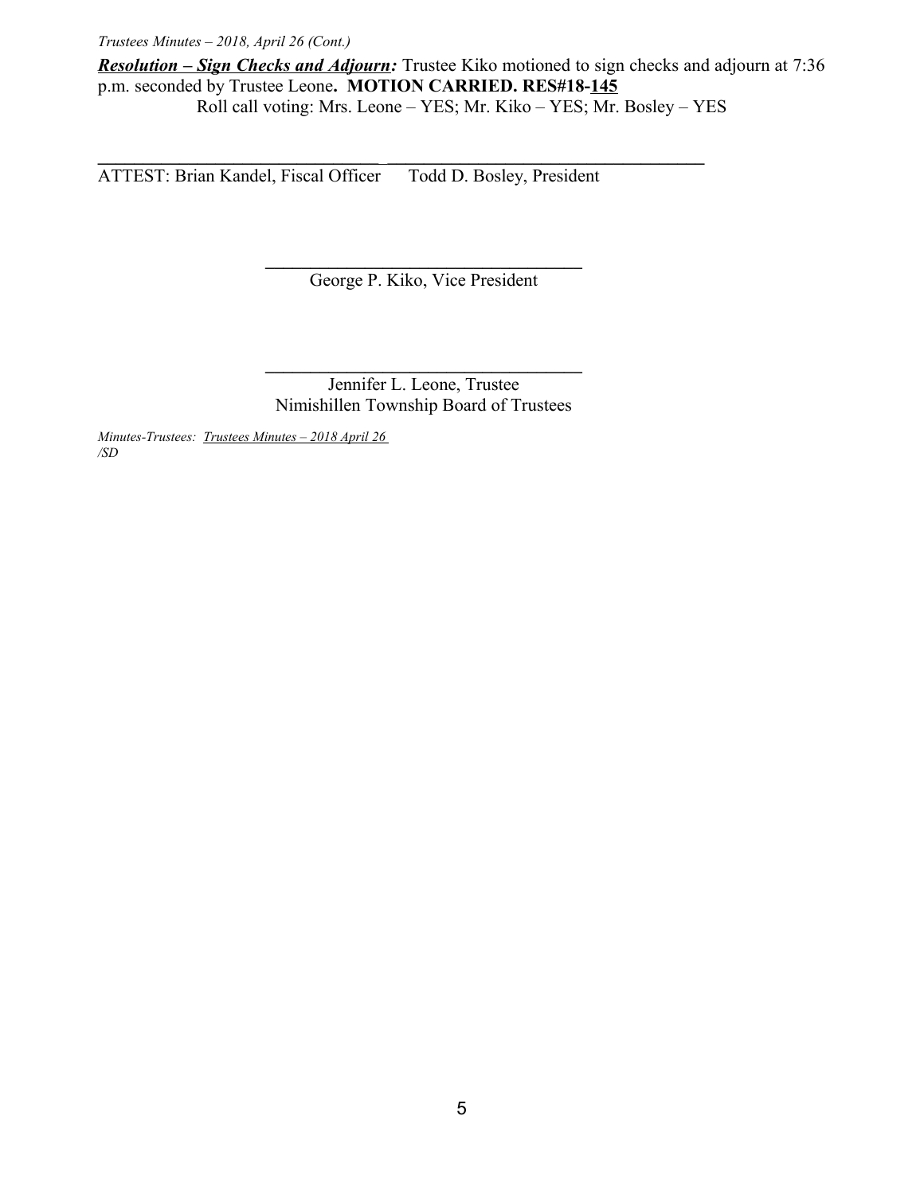***Resolution – Sign Checks and Adjourn:*** Trustee Kiko motioned to sign checks and adjourn at 7:36 p.m. seconded by Trustee Leone**. MOTION CARRIED. RES#18-145**

Roll call voting: Mrs. Leone – YES; Mr. Kiko – YES; Mr. Bosley – YES

_________________________________ _________________________________

ATTEST: Brian Kandel, Fiscal Officer Todd D. Bosley, President

_________________________________

George P. Kiko, Vice President

_________________________________

Jennifer L. Leone, Trustee

Nimishillen Township Board of Trustees

*Minutes-Trustees: Trustees Minutes – 2018 April 26*

*/SD*